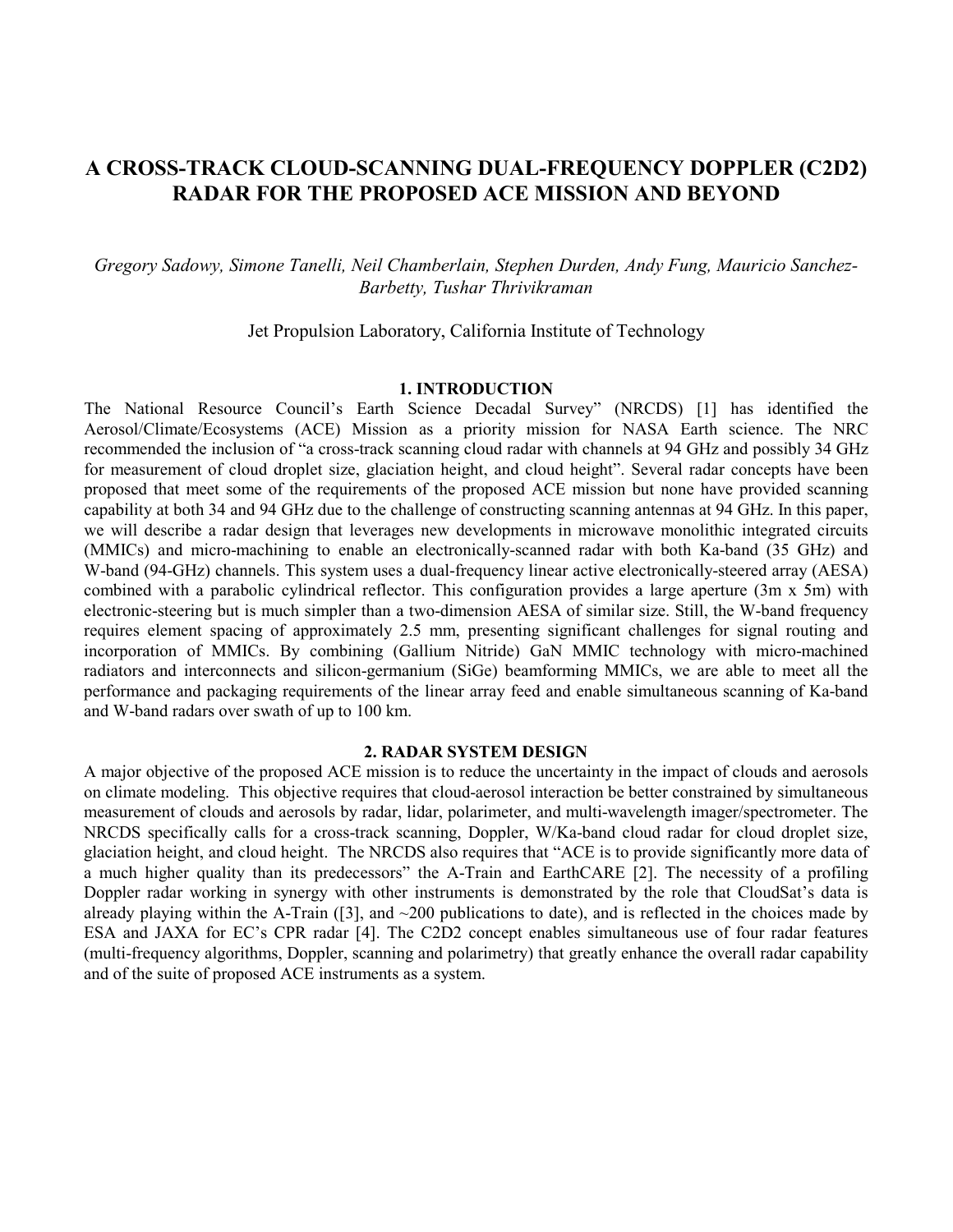# A CROSS-TRACK CLOUD-SCANNING DUAL-FREQUENCY DOPPLER (C2D2) RADAR FOR THE PROPOSED ACE MISSION AND BEYOND

*Gregory Sadowy, Simone Tanelli, Neil Chamberlain, Stephen Durden, Andy Fung, Mauricio Sanchez-Barbetty, Tushar Thrivikraman*

Jet Propulsion Laboratory, California Institute of Technology

## 1. INTRODUCTION

The National Resource Council's Earth Science Decadal Survey" (NRCDS) [1] has identified the Aerosol/Climate/Ecosystems (ACE) Mission as a priority mission for NASA Earth science. The NRC recommended the inclusion of "a cross-track scanning cloud radar with channels at 94 GHz and possibly 34 GHz for measurement of cloud droplet size, glaciation height, and cloud height". Several radar concepts have been proposed that meet some of the requirements of the proposed ACE mission but none have provided scanning capability at both 34 and 94 GHz due to the challenge of constructing scanning antennas at 94 GHz. In this paper, we will describe a radar design that leverages new developments in microwave monolithic integrated circuits (MMICs) and micro-machining to enable an electronically-scanned radar with both Ka-band (35 GHz) and W-band (94-GHz) channels. This system uses a dual-frequency linear active electronically-steered array (AESA) combined with a parabolic cylindrical reflector. This configuration provides a large aperture (3m x 5m) with electronic-steering but is much simpler than a two-dimension AESA of similar size. Still, the W-band frequency requires element spacing of approximately 2.5 mm, presenting significant challenges for signal routing and incorporation of MMICs. By combining (Gallium Nitride) GaN MMIC technology with micro-machined radiators and interconnects and silicon-germanium (SiGe) beamforming MMICs, we are able to meet all the performance and packaging requirements of the linear array feed and enable simultaneous scanning of Ka-band and W-band radars over swath of up to 100 km.

## 2. RADAR SYSTEM DESIGN

A major objective of the proposed ACE mission is to reduce the uncertainty in the impact of clouds and aerosols on climate modeling. This objective requires that cloud-aerosol interaction be better constrained by simultaneous measurement of clouds and aerosols by radar, lidar, polarimeter, and multi-wavelength imager/spectrometer. The NRCDS specifically calls for a cross-track scanning, Doppler, W/Ka-band cloud radar for cloud droplet size, glaciation height, and cloud height. The NRCDS also requires that "ACE is to provide significantly more data of a much higher quality than its predecessors" the A-Train and EarthCARE [2]. The necessity of a profiling Doppler radar working in synergy with other instruments is demonstrated by the role that CloudSat's data is already playing within the A-Train ([3], and ~200 publications to date), and is reflected in the choices made by ESA and JAXA for EC's CPR radar [4]. The C2D2 concept enables simultaneous use of four radar features (multi-frequency algorithms, Doppler, scanning and polarimetry) that greatly enhance the overall radar capability and of the suite of proposed ACE instruments as a system.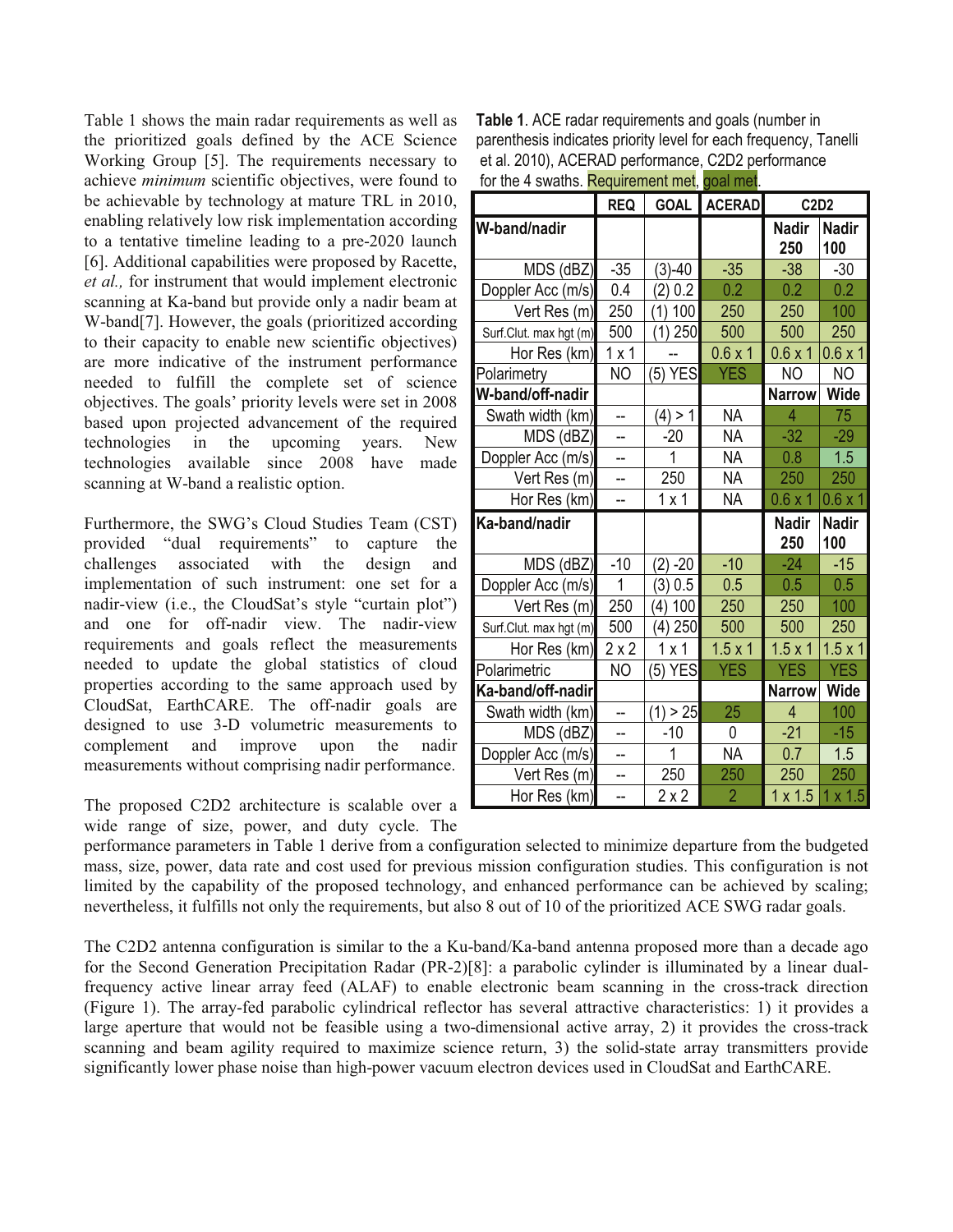Table 1 shows the main radar requirements as well as the prioritized goals defined by the ACE Science Working Group [5]. The requirements necessary to achieve *minimum* scientific objectives, were found to be achievable by technology at mature TRL in 2010, enabling relatively low risk implementation according to a tentative timeline leading to a pre-2020 launch [6]. Additional capabilities were proposed by Racette, *et al.,* for instrument that would implement electronic scanning at Ka-band but provide only a nadir beam at W-band[7]. However, the goals (prioritized according to their capacity to enable new scientific objectives) are more indicative of the instrument performance needed to fulfill the complete set of science objectives. The goals' priority levels were set in 2008 based upon projected advancement of the required technologies in the upcoming years. New technologies available since 2008 have made scanning at W-band a realistic option.

Furthermore, the SWG's Cloud Studies Team (CST) provided "dual requirements" to capture the challenges associated with the design and implementation of such instrument: one set for a nadir-view (i.e., the CloudSat's style "curtain plot") and one for off-nadir view. The nadir-view requirements and goals reflect the measurements needed to update the global statistics of cloud properties according to the same approach used by CloudSat, EarthCARE. The off-nadir goals are designed to use 3-D volumetric measurements to complement and improve upon the nadir measurements without comprising nadir performance.

**Table 1**. ACE radar requirements and goals (number in parenthesis indicates priority level for each frequency, Tanelli et al. 2010), ACERAD performance, C2D2 performance for the 4 swaths. Requirement met, goal met.

| | REQ | GOAL | ACERAD | C2D2 | |
|---|---|---|---|---|---|
| **W-band/nadir** | | | | **Nadir 250** | **Nadir 100** |
| MDS (dBZ) | -35 | (3)-40 | -35 | -38 | -30 |
| Doppler Acc (m/s) | 0.4 | (2) 0.2 | 0.2 | 0.2 | 0.2 |
| Vert Res (m) | 250 | (1) 100 | 250 | 250 | 100 |
| Surf.Clut. max hgt (m) | 500 | (1) 250 | 500 | 500 | 250 |
| Hor Res (km) | 1 x 1 | -- | 0.6 x 1 | 0.6 x 1 | 0.6 x 1 |
| Polarimetry | NO | (5) YES | YES | NO | NO |
| **W-band/off-nadir** | | | | **Narrow** | **Wide** |
| Swath width (km) | -- | (4) > 1 | NA | 4 | 75 |
| MDS (dBZ) | -- | -20 | NA | -32 | -29 |
| Doppler Acc (m/s) | -- | 1 | NA | 0.8 | 1.5 |
| Vert Res (m) | -- | 250 | NA | 250 | 250 |
| Hor Res (km) | -- | 1 x 1 | NA | 0.6 x 1 | 0.6 x 1 |
| **Ka-band/nadir** | | | | **Nadir 250** | **Nadir 100** |
| MDS (dBZ) | -10 | (2) -20 | -10 | -24 | -15 |
| Doppler Acc (m/s) | 1 | (3) 0.5 | 0.5 | 0.5 | 0.5 |
| Vert Res (m) | 250 | (4) 100 | 250 | 250 | 100 |
| Surf.Clut. max hgt (m) | 500 | (4) 250 | 500 | 500 | 250 |
| Hor Res (km) | 2 x 2 | 1 x 1 | 1.5 x 1 | 1.5 x 1 | 1.5 x 1 |
| Polarimetric | NO | (5) YES | YES | YES | YES |
| **Ka-band/off-nadir** | | | | **Narrow** | **Wide** |
| Swath width (km) | -- | (1) > 25 | 25 | 4 | 100 |
| MDS (dBZ) | -- | -10 | 0 | -21 | -15 |
| Doppler Acc (m/s) | -- | 1 | NA | 0.7 | 1.5 |
| Vert Res (m) | -- | 250 | 250 | 250 | 250 |
| Hor Res (km) | -- | 2 x 2 | 2 | 1 x 1.5 | 1 x 1.5 |

The proposed C2D2 architecture is scalable over a wide range of size, power, and duty cycle. The performance parameters in Table 1 derive from a configuration selected to minimize departure from the budgeted mass, size, power, data rate and cost used for previous mission configuration studies. This configuration is not limited by the capability of the proposed technology, and enhanced performance can be achieved by scaling; nevertheless, it fulfills not only the requirements, but also 8 out of 10 of the prioritized ACE SWG radar goals.

The C2D2 antenna configuration is similar to the a Ku-band/Ka-band antenna proposed more than a decade ago for the Second Generation Precipitation Radar (PR-2)[8]: a parabolic cylinder is illuminated by a linear dual-frequency active linear array feed (ALAF) to enable electronic beam scanning in the cross-track direction (Figure 1). The array-fed parabolic cylindrical reflector has several attractive characteristics: 1) it provides a large aperture that would not be feasible using a two-dimensional active array, 2) it provides the cross-track scanning and beam agility required to maximize science return, 3) the solid-state array transmitters provide significantly lower phase noise than high-power vacuum electron devices used in CloudSat and EarthCARE.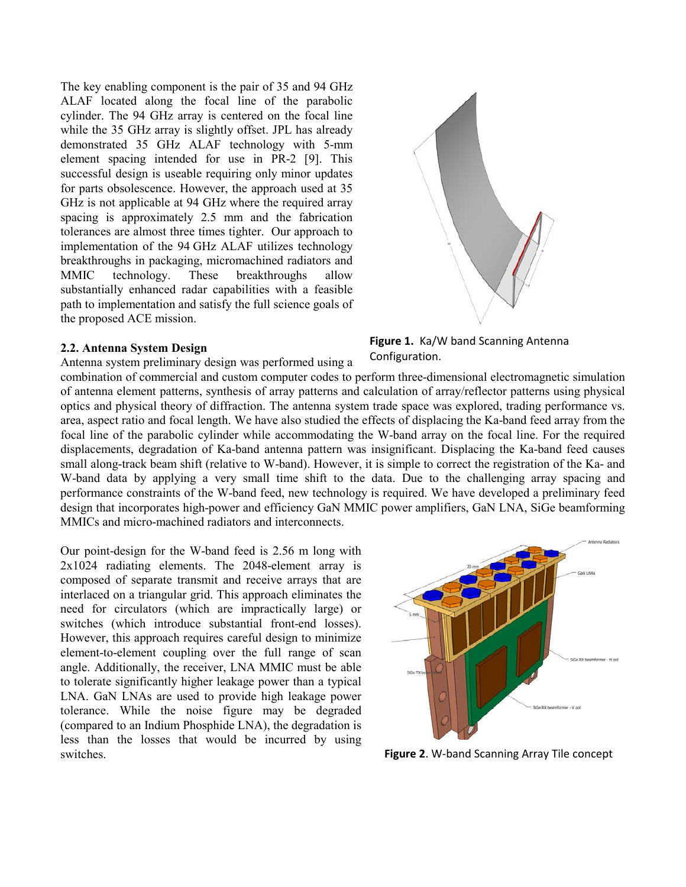The key enabling component is the pair of 35 and 94 GHz ALAF located along the focal line of the parabolic cylinder. The 94 GHz array is centered on the focal line while the 35 GHz array is slightly offset. JPL has already demonstrated 35 GHz ALAF technology with 5-mm element spacing intended for use in PR-2 [9]. This successful design is useable requiring only minor updates for parts obsolescence. However, the approach used at 35 GHz is not applicable at 94 GHz where the required array spacing is approximately 2.5 mm and the fabrication tolerances are almost three times tighter. Our approach to implementation of the 94 GHz ALAF utilizes technology breakthroughs in packaging, micromachined radiators and MMIC technology. These breakthroughs allow substantially enhanced radar capabilities with a feasible path to implementation and satisfy the full science goals of the proposed ACE mission.

**Figure 1.** Ka/W band Scanning Antenna Configuration.

### 2.2. Antenna System Design

Antenna system preliminary design was performed using a combination of commercial and custom computer codes to perform three-dimensional electromagnetic simulation of antenna element patterns, synthesis of array patterns and calculation of array/reflector patterns using physical optics and physical theory of diffraction. The antenna system trade space was explored, trading performance vs. area, aspect ratio and focal length. We have also studied the effects of displacing the Ka-band feed array from the focal line of the parabolic cylinder while accommodating the W-band array on the focal line. For the required displacements, degradation of Ka-band antenna pattern was insignificant. Displacing the Ka-band feed causes small along-track beam shift (relative to W-band). However, it is simple to correct the registration of the Ka- and W-band data by applying a very small time shift to the data. Due to the challenging array spacing and performance constraints of the W-band feed, new technology is required. We have developed a preliminary feed design that incorporates high-power and efficiency GaN MMIC power amplifiers, GaN LNA, SiGe beamforming MMICs and micro-machined radiators and interconnects.

Our point-design for the W-band feed is 2.56 m long with 2x1024 radiating elements. The 2048-element array is composed of separate transmit and receive arrays that are interlaced on a triangular grid. This approach eliminates the need for circulators (which are impractically large) or switches (which introduce substantial front-end losses). However, this approach requires careful design to minimize element-to-element coupling over the full range of scan angle. Additionally, the receiver, LNA MMIC must be able to tolerate significantly higher leakage power than a typical LNA. GaN LNAs are used to provide high leakage power tolerance. While the noise figure may be degraded (compared to an Indium Phosphide LNA), the degradation is less than the losses that would be incurred by using switches.

**Figure 2**. W-band Scanning Array Tile concept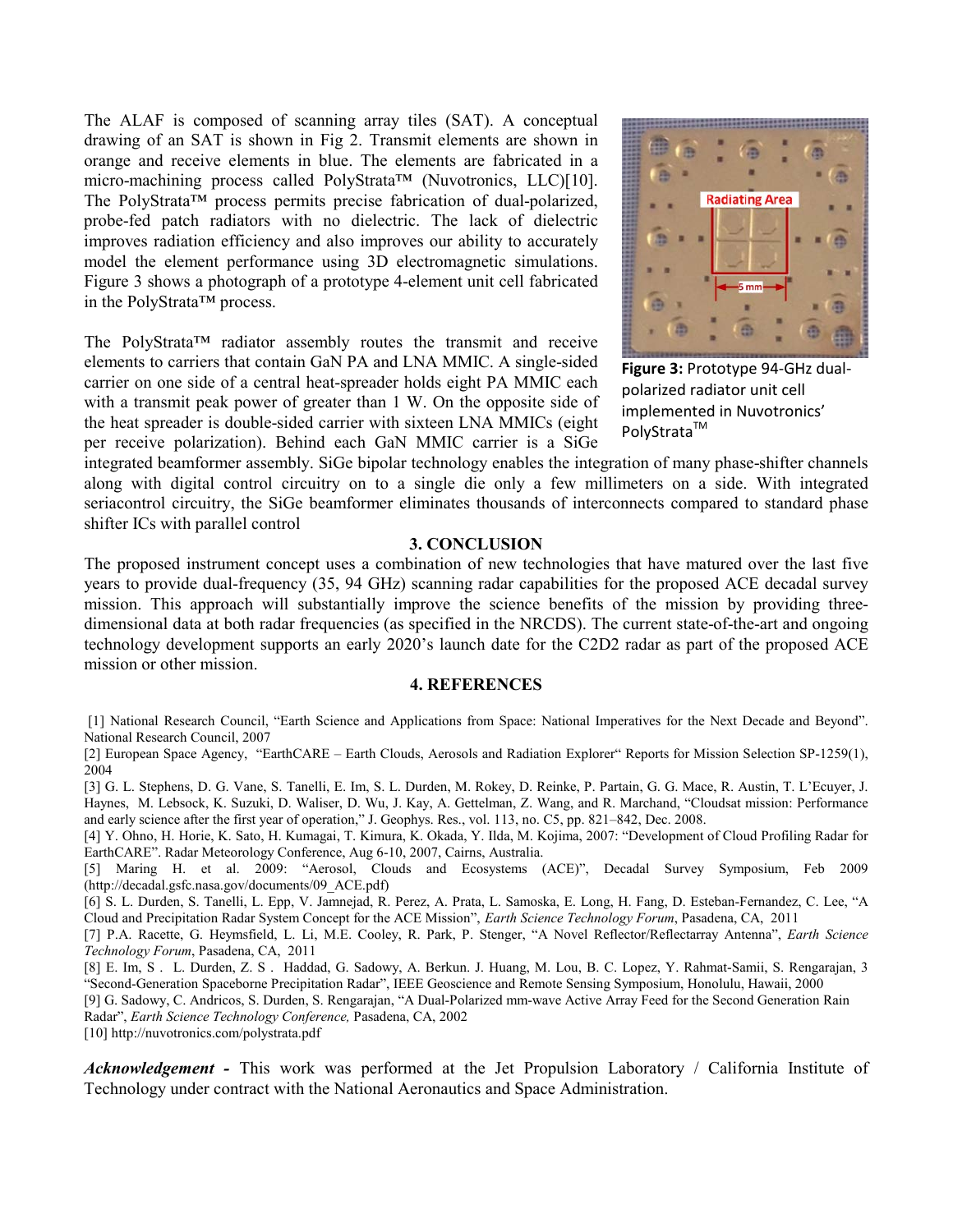The ALAF is composed of scanning array tiles (SAT). A conceptual drawing of an SAT is shown in Fig 2. Transmit elements are shown in orange and receive elements in blue. The elements are fabricated in a micro-machining process called PolyStrata™ (Nuvotronics, LLC)[10]. The PolyStrata™ process permits precise fabrication of dual-polarized, probe-fed patch radiators with no dielectric. The lack of dielectric improves radiation efficiency and also improves our ability to accurately model the element performance using 3D electromagnetic simulations. Figure 3 shows a photograph of a prototype 4-element unit cell fabricated in the PolyStrata™ process.

Radiating Area

5 mm

**Figure 3:** Prototype 94-GHz dual-polarized radiator unit cell implemented in Nuvotronics' PolyStrata™

The PolyStrata™ radiator assembly routes the transmit and receive elements to carriers that contain GaN PA and LNA MMIC. A single-sided carrier on one side of a central heat-spreader holds eight PA MMIC each with a transmit peak power of greater than 1 W. On the opposite side of the heat spreader is double-sided carrier with sixteen LNA MMICs (eight per receive polarization). Behind each GaN MMIC carrier is a SiGe integrated beamformer assembly. SiGe bipolar technology enables the integration of many phase-shifter channels along with digital control circuitry on to a single die only a few millimeters on a side. With integrated seriacontrol circuitry, the SiGe beamformer eliminates thousands of interconnects compared to standard phase shifter ICs with parallel control

## 3. CONCLUSION

The proposed instrument concept uses a combination of new technologies that have matured over the last five years to provide dual-frequency (35, 94 GHz) scanning radar capabilities for the proposed ACE decadal survey mission. This approach will substantially improve the science benefits of the mission by providing three-dimensional data at both radar frequencies (as specified in the NRCDS). The current state-of-the-art and ongoing technology development supports an early 2020's launch date for the C2D2 radar as part of the proposed ACE mission or other mission.

## 4. REFERENCES

[1] National Research Council, "Earth Science and Applications from Space: National Imperatives for the Next Decade and Beyond". National Research Council, 2007

[2] European Space Agency, "EarthCARE – Earth Clouds, Aerosols and Radiation Explorer" Reports for Mission Selection SP-1259(1), 2004

[3] G. L. Stephens, D. G. Vane, S. Tanelli, E. Im, S. L. Durden, M. Rokey, D. Reinke, P. Partain, G. G. Mace, R. Austin, T. L'Ecuyer, J. Haynes, M. Lebsock, K. Suzuki, D. Waliser, D. Wu, J. Kay, A. Gettelman, Z. Wang, and R. Marchand, "Cloudsat mission: Performance and early science after the first year of operation," J. Geophys. Res., vol. 113, no. C5, pp. 821–842, Dec. 2008.

[4] Y. Ohno, H. Horie, K. Sato, H. Kumagai, T. Kimura, K. Okada, Y. Ilda, M. Kojima, 2007: "Development of Cloud Profiling Radar for EarthCARE". Radar Meteorology Conference, Aug 6-10, 2007, Cairns, Australia.

[5] Maring H. et al. 2009: "Aerosol, Clouds and Ecosystems (ACE)", Decadal Survey Symposium, Feb 2009 (http://decadal.gsfc.nasa.gov/documents/09_ACE.pdf)

[6] S. L. Durden, S. Tanelli, L. Epp, V. Jamnejad, R. Perez, A. Prata, L. Samoska, E. Long, H. Fang, D. Esteban-Fernandez, C. Lee, "A Cloud and Precipitation Radar System Concept for the ACE Mission", *Earth Science Technology Forum*, Pasadena, CA, 2011

[7] P.A. Racette, G. Heymsfield, L. Li, M.E. Cooley, R. Park, P. Stenger, "A Novel Reflector/Reflectarray Antenna", *Earth Science Technology Forum*, Pasadena, CA, 2011

[8] E. Im, S . L. Durden, Z. S . Haddad, G. Sadowy, A. Berkun. J. Huang, M. Lou, B. C. Lopez, Y. Rahmat-Samii, S. Rengarajan, 3 "Second-Generation Spaceborne Precipitation Radar", IEEE Geoscience and Remote Sensing Symposium, Honolulu, Hawaii, 2000

[9] G. Sadowy, C. Andricos, S. Durden, S. Rengarajan, "A Dual-Polarized mm-wave Active Array Feed for the Second Generation Rain Radar", *Earth Science Technology Conference,* Pasadena, CA, 2002

[10] http://nuvotronics.com/polystrata.pdf

***Acknowledgement -*** This work was performed at the Jet Propulsion Laboratory / California Institute of Technology under contract with the National Aeronautics and Space Administration.